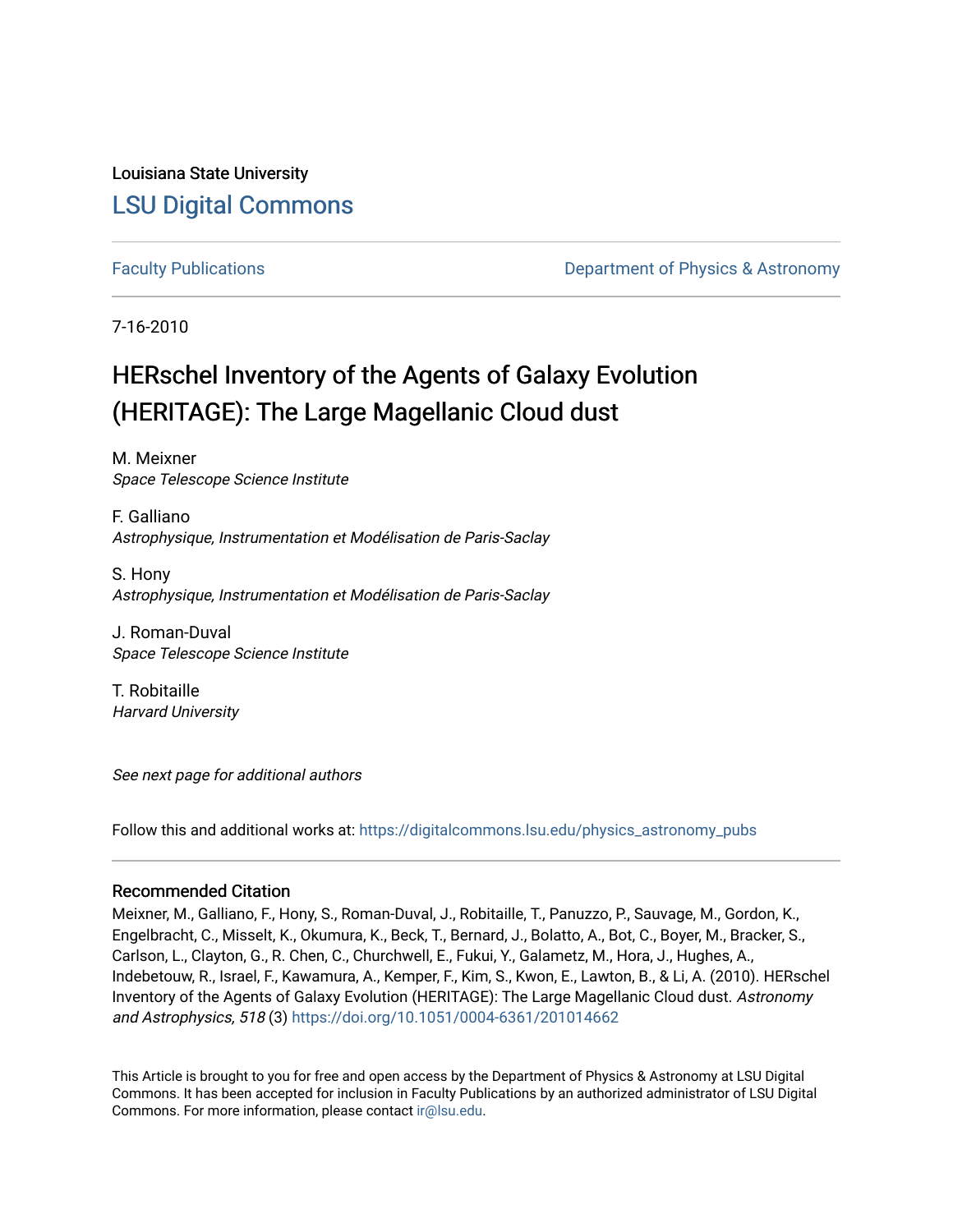Louisiana State University

# LSU Digital Commons

Faculty Publications

Department of Physics & Astronomy

7-16-2010

# HERschel Inventory of the Agents of Galaxy Evolution (HERITAGE): The Large Magellanic Cloud dust

M. Meixner
*Space Telescope Science Institute*

F. Galliano
*Astrophysique, Instrumentation et Modélisation de Paris-Saclay*

S. Hony
*Astrophysique, Instrumentation et Modélisation de Paris-Saclay*

J. Roman-Duval
*Space Telescope Science Institute*

T. Robitaille
*Harvard University*

*See next page for additional authors*

Follow this and additional works at: https://digitalcommons.lsu.edu/physics_astronomy_pubs

### Recommended Citation

Meixner, M., Galliano, F., Hony, S., Roman-Duval, J., Robitaille, T., Panuzzo, P., Sauvage, M., Gordon, K., Engelbracht, C., Misselt, K., Okumura, K., Beck, T., Bernard, J., Bolatto, A., Bot, C., Boyer, M., Bracker, S., Carlson, L., Clayton, G., R. Chen, C., Churchwell, E., Fukui, Y., Galametz, M., Hora, J., Hughes, A., Indebetouw, R., Israel, F., Kawamura, A., Kemper, F., Kim, S., Kwon, E., Lawton, B., & Li, A. (2010). HERschel Inventory of the Agents of Galaxy Evolution (HERITAGE): The Large Magellanic Cloud dust. *Astronomy and Astrophysics, 518* (3) https://doi.org/10.1051/0004-6361/201014662

This Article is brought to you for free and open access by the Department of Physics & Astronomy at LSU Digital Commons. It has been accepted for inclusion in Faculty Publications by an authorized administrator of LSU Digital Commons. For more information, please contact ir@lsu.edu.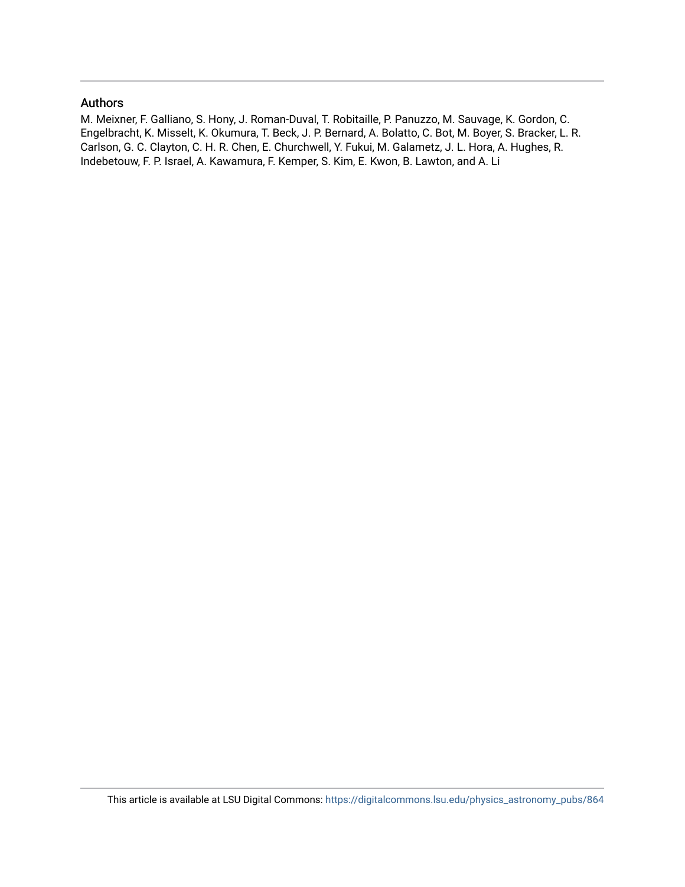## Authors

M. Meixner, F. Galliano, S. Hony, J. Roman-Duval, T. Robitaille, P. Panuzzo, M. Sauvage, K. Gordon, C. Engelbracht, K. Misselt, K. Okumura, T. Beck, J. P. Bernard, A. Bolatto, C. Bot, M. Boyer, S. Bracker, L. R. Carlson, G. C. Clayton, C. H. R. Chen, E. Churchwell, Y. Fukui, M. Galametz, J. L. Hora, A. Hughes, R. Indebetouw, F. P. Israel, A. Kawamura, F. Kemper, S. Kim, E. Kwon, B. Lawton, and A. Li

This article is available at LSU Digital Commons: https://digitalcommons.lsu.edu/physics_astronomy_pubs/864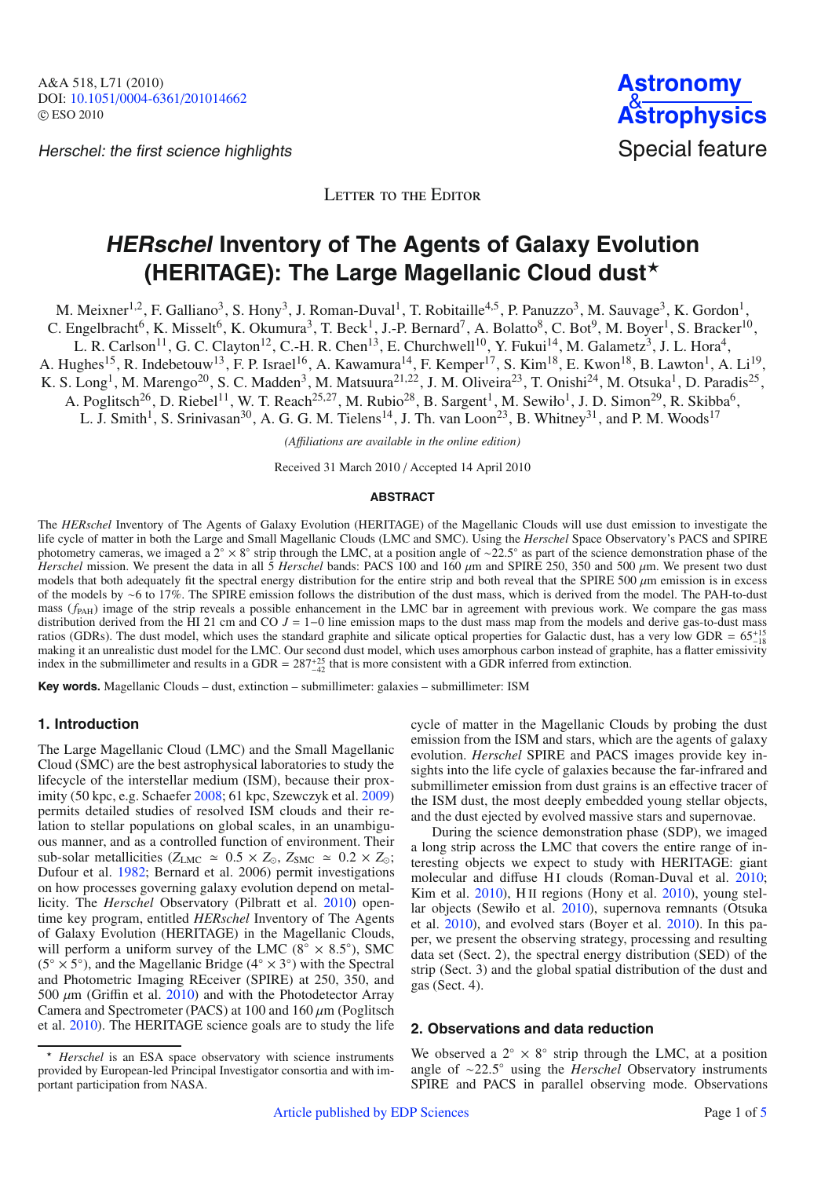# *HERschel* Inventory of The Agents of Galaxy Evolution (HERITAGE): The Large Magellanic Cloud dust[⋆]

M. Meixner[1,2], F. Galliano[3], S. Hony[3], J. Roman-Duval[1], T. Robitaille[4,5], P. Panuzzo[3], M. Sauvage[3], K. Gordon[1], C. Engelbracht[6], K. Misselt[6], K. Okumura[3], T. Beck[1], J.-P. Bernard[7], A. Bolatto[8], C. Bot[9], M. Boyer[1], S. Bracker[10], L. R. Carlson[11], G. C. Clayton[12], C.-H. R. Chen[13], E. Churchwell[10], Y. Fukui[14], M. Galametz[3], J. L. Hora[4], A. Hughes[15], R. Indebetouw[13], F. P. Israel[16], A. Kawamura[14], F. Kemper[17], S. Kim[18], E. Kwon[18], B. Lawton[1], A. Li[19], K. S. Long[1], M. Marengo[20], S. C. Madden[3], M. Matsuura[21,22], J. M. Oliveira[23], T. Onishi[24], M. Otsuka[1], D. Paradis[25], A. Poglitsch[26], D. Riebel[11], W. T. Reach[25,27], M. Rubio[28], B. Sargent[1], M. Sewiło[1], J. D. Simon[29], R. Skibba[6], L. J. Smith[1], S. Srinivasan[30], A. G. G. M. Tielens[14], J. Th. van Loon[23], B. Whitney[31], and P. M. Woods[17]

*(Affiliations are available in the online edition)*

Received 31 March 2010 / Accepted 14 April 2010

## ABSTRACT

The *HERschel* Inventory of The Agents of Galaxy Evolution (HERITAGE) of the Magellanic Clouds will use dust emission to investigate the life cycle of matter in both the Large and Small Magellanic Clouds (LMC and SMC). Using the *Herschel* Space Observatory's PACS and SPIRE photometry cameras, we imaged a 2° × 8° strip through the LMC, at a position angle of ∼22.5° as part of the science demonstration phase of the *Herschel* mission. We present the data in all 5 *Herschel* bands: PACS 100 and 160 $\mu$m and SPIRE 250, 350 and 500 $\mu$m. We present two dust models that both adequately fit the spectral energy distribution for the entire strip and both reveal that the SPIRE 500 $\mu$m emission is in excess of the models by ∼6 to 17%. The SPIRE emission follows the distribution of the dust mass, which is derived from the model. The PAH-to-dust mass ($f_{\rm PAH}$) image of the strip reveals a possible enhancement in the LMC bar in agreement with previous work. We compare the gas mass distribution derived from the HI 21 cm and CO $J = 1{-}0$ line emission maps to the dust mass map from the models and derive gas-to-dust mass ratios (GDRs). The dust model, which uses the standard graphite and silicate optical properties for Galactic dust, has a very low GDR = $65^{+15}_{-18}$ making it an unrealistic dust model for the LMC. Our second dust model, which uses amorphous carbon instead of graphite, has a flatter emissivity index in the submillimeter and results in a GDR = $287^{+25}_{-42}$ that is more consistent with a GDR inferred from extinction.

**Key words.** Magellanic Clouds – dust, extinction – submillimeter: galaxies – submillimeter: ISM

## 1. Introduction

The Large Magellanic Cloud (LMC) and the Small Magellanic Cloud (SMC) are the best astrophysical laboratories to study the lifecycle of the interstellar medium (ISM), because their proximity (50 kpc, e.g. Schaefer 2008; 61 kpc, Szewczyk et al. 2009) permits detailed studies of resolved ISM clouds and their relation to stellar populations on global scales, in an unambiguous manner, and as a controlled function of environment. Their sub-solar metallicities ($Z_{\rm LMC} \simeq 0.5 \times Z_{\odot}$, $Z_{\rm SMC} \simeq 0.2 \times Z_{\odot}$; Dufour et al. 1982; Bernard et al. 2006) permit investigations on how processes governing galaxy evolution depend on metallicity. The *Herschel* Observatory (Pilbratt et al. 2010) open-time key program, entitled *HERschel* Inventory of The Agents of Galaxy Evolution (HERITAGE) in the Magellanic Clouds, will perform a uniform survey of the LMC (8° × 8.5°), SMC (5° × 5°), and the Magellanic Bridge (4° × 3°) with the Spectral and Photometric Imaging REceiver (SPIRE) at 250, 350, and 500 $\mu$m (Griffin et al. 2010) and with the Photodetector Array Camera and Spectrometer (PACS) at 100 and 160 $\mu$m (Poglitsch et al. 2010). The HERITAGE science goals are to study the life cycle of matter in the Magellanic Clouds by probing the dust emission from the ISM and stars, which are the agents of galaxy evolution. *Herschel* SPIRE and PACS images provide key insights into the life cycle of galaxies because the far-infrared and submillimeter emission from dust grains is an effective tracer of the ISM dust, the most deeply embedded young stellar objects, and the dust ejected by evolved massive stars and supernovae.

During the science demonstration phase (SDP), we imaged a long strip across the LMC that covers the entire range of interesting objects we expect to study with HERITAGE: giant molecular and diffuse H I clouds (Roman-Duval et al. 2010; Kim et al. 2010), H II regions (Hony et al. 2010), young stellar objects (Sewiło et al. 2010), supernova remnants (Otsuka et al. 2010), and evolved stars (Boyer et al. 2010). In this paper, we present the observing strategy, processing and resulting data set (Sect. 2), the spectral energy distribution (SED) of the strip (Sect. 3) and the global spatial distribution of the dust and gas (Sect. 4).

## 2. Observations and data reduction

We observed a 2° × 8° strip through the LMC, at a position angle of ∼22.5° using the *Herschel* Observatory instruments SPIRE and PACS in parallel observing mode. Observations

---

[⋆] *Herschel* is an ESA space observatory with science instruments provided by European-led Principal Investigator consortia and with important participation from NASA.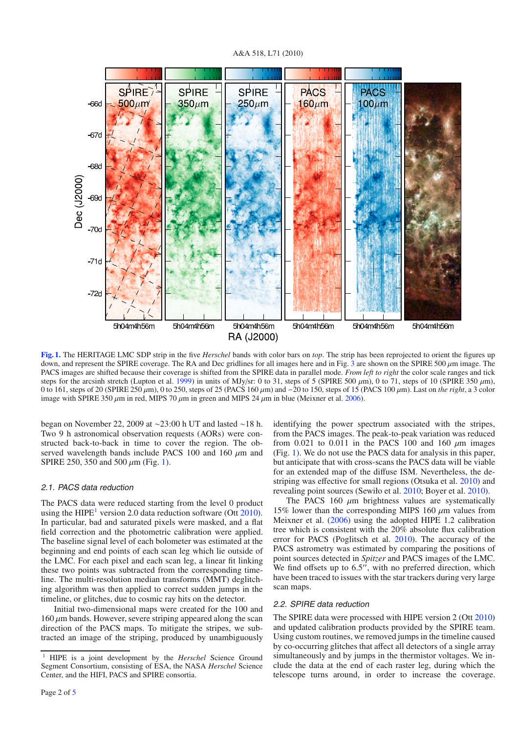**Fig. 1.** The HERITAGE LMC SDP strip in the five *Herschel* bands with color bars on *top*. The strip has been reprojected to orient the figures up down, and represent the SPIRE coverage. The RA and Dec gridlines for all images here and in Fig. 3 are shown on the SPIRE 500 $\mu$m image. The PACS images are shifted because their coverage is shifted from the SPIRE data in parallel mode. *From left to right* the color scale ranges and tick steps for the arcsinh stretch (Lupton et al. 1999) in units of MJy/sr: 0 to 31, steps of 5 (SPIRE 500 $\mu$m), 0 to 71, steps of 10 (SPIRE 350 $\mu$m), 0 to 161, steps of 20 (SPIRE 250 $\mu$m), 0 to 250, steps of 25 (PACS 160 $\mu$m) and −20 to 150, steps of 15 (PACS 100 $\mu$m). Last on *the right*, a 3 color image with SPIRE 350 $\mu$m in red, MIPS 70 $\mu$m in green and MIPS 24 $\mu$m in blue (Meixner et al. 2006).

began on November 22, 2009 at ∼23:00 h UT and lasted ∼18 h. Two 9 h astronomical observation requests (AORs) were constructed back-to-back in time to cover the region. The observed wavelength bands include PACS 100 and 160 $\mu$m and SPIRE 250, 350 and 500 $\mu$m (Fig. 1).

### 2.1. PACS data reduction

The PACS data were reduced starting from the level 0 product using the HIPE[1] version 2.0 data reduction software (Ott 2010). In particular, bad and saturated pixels were masked, and a flat field correction and the photometric calibration were applied. The baseline signal level of each bolometer was estimated at the beginning and end points of each scan leg which lie outside of the LMC. For each pixel and each scan leg, a linear fit linking these two points was subtracted from the corresponding timeline. The multi-resolution median transforms (MMT) deglitching algorithm was then applied to correct sudden jumps in the timeline, or glitches, due to cosmic ray hits on the detector.

Initial two-dimensional maps were created for the 100 and 160 $\mu$m bands. However, severe striping appeared along the scan direction of the PACS maps. To mitigate the stripes, we subtracted an image of the striping, produced by unambiguously identifying the power spectrum associated with the stripes, from the PACS images. The peak-to-peak variation was reduced from 0.021 to 0.011 in the PACS 100 and 160 $\mu$m images (Fig. 1). We do not use the PACS data for analysis in this paper, but anticipate that with cross-scans the PACS data will be viable for an extended map of the diffuse ISM. Nevertheless, the destriping was effective for small regions (Otsuka et al. 2010) and revealing point sources (Sewiło et al. 2010; Boyer et al. 2010).

The PACS 160 $\mu$m brightness values are systematically 15% lower than the corresponding MIPS 160 $\mu$m values from Meixner et al. (2006) using the adopted HIPE 1.2 calibration tree which is consistent with the 20% absolute flux calibration error for PACS (Poglitsch et al. 2010). The accuracy of the PACS astrometry was estimated by comparing the positions of point sources detected in *Spitzer* and PACS images of the LMC. We find offsets up to 6.5″, with no preferred direction, which have been traced to issues with the star trackers during very large scan maps.

### 2.2. SPIRE data reduction

The SPIRE data were processed with HIPE version 2 (Ott 2010) and updated calibration products provided by the SPIRE team. Using custom routines, we removed jumps in the timeline caused by co-occurring glitches that affect all detectors of a single array simultaneously and by jumps in the thermistor voltages. We include the data at the end of each raster leg, during which the telescope turns around, in order to increase the coverage.

[1] HIPE is a joint development by the *Herschel* Science Ground Segment Consortium, consisting of ESA, the NASA *Herschel* Science Center, and the HIFI, PACS and SPIRE consortia.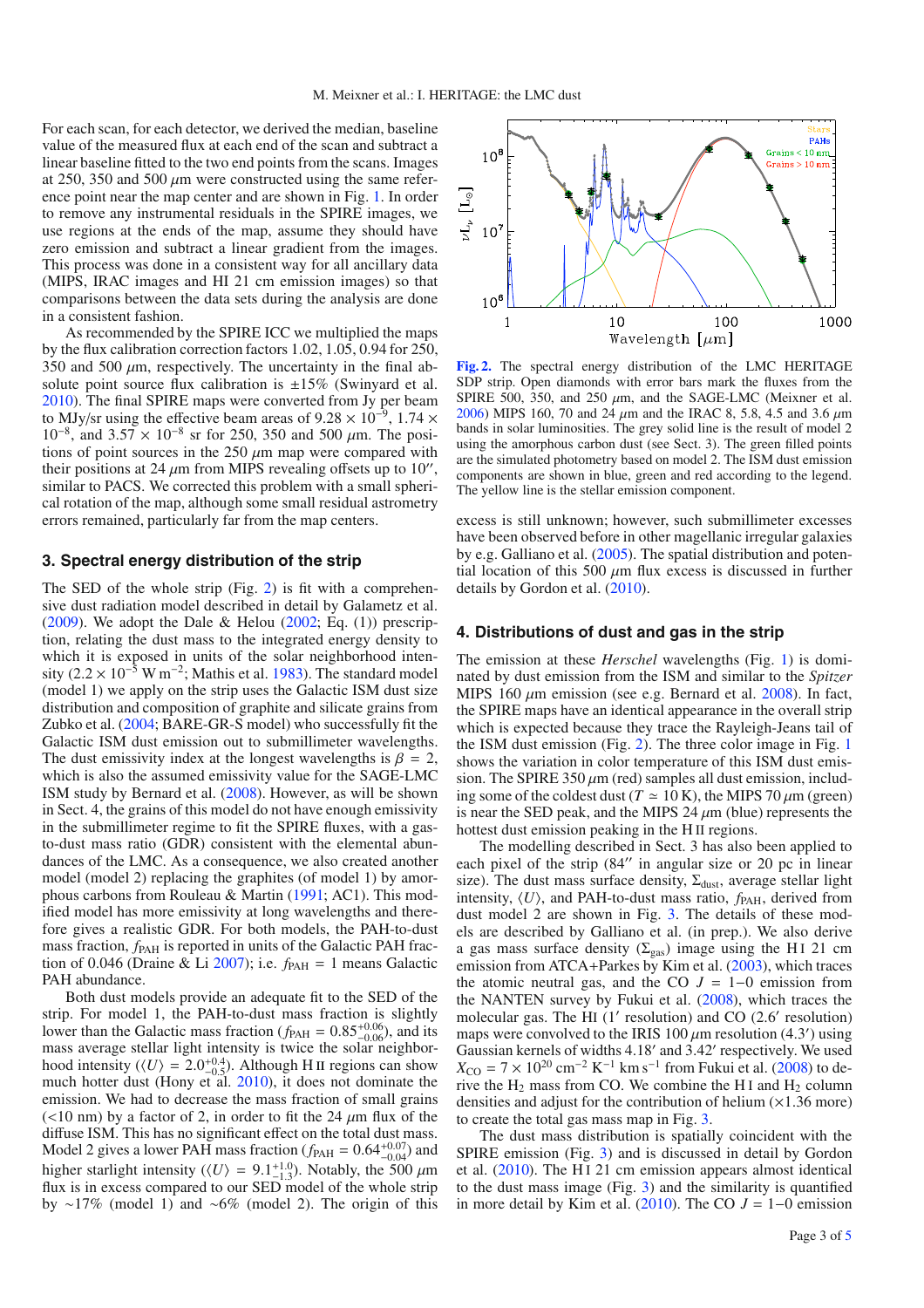For each scan, for each detector, we derived the median, baseline value of the measured flux at each end of the scan and subtract a linear baseline fitted to the two end points from the scans. Images at 250, 350 and 500 $\mu$m were constructed using the same reference point near the map center and are shown in Fig. 1. In order to remove any instrumental residuals in the SPIRE images, we use regions at the ends of the map, assume they should have zero emission and subtract a linear gradient from the images. This process was done in a consistent way for all ancillary data (MIPS, IRAC images and HI 21 cm emission images) so that comparisons between the data sets during the analysis are done in a consistent fashion.

As recommended by the SPIRE ICC we multiplied the maps by the flux calibration correction factors 1.02, 1.05, 0.94 for 250, 350 and 500 $\mu$m, respectively. The uncertainty in the final absolute point source flux calibration is ±15% (Swinyard et al. 2010). The final SPIRE maps were converted from Jy per beam to MJy/sr using the effective beam areas of $9.28 \times 10^{-9}$, $1.74 \times 10^{-8}$, and $3.57 \times 10^{-8}$ sr for 250, 350 and 500 $\mu$m. The positions of point sources in the 250 $\mu$m map were compared with their positions at 24 $\mu$m from MIPS revealing offsets up to 10″, similar to PACS. We corrected this problem with a small spherical rotation of the map, although some small residual astrometry errors remained, particularly far from the map centers.

## 3. Spectral energy distribution of the strip

The SED of the whole strip (Fig. 2) is fit with a comprehensive dust radiation model described in detail by Galametz et al. (2009). We adopt the Dale & Helou (2002; Eq. (1)) prescription, relating the dust mass to the integrated energy density to which it is exposed in units of the solar neighborhood intensity ($2.2 \times 10^{-5}$ W m$^{-2}$; Mathis et al. 1983). The standard model (model 1) we apply on the strip uses the Galactic ISM dust size distribution and composition of graphite and silicate grains from Zubko et al. (2004; BARE-GR-S model) who successfully fit the Galactic ISM dust emission out to submillimeter wavelengths. The dust emissivity index at the longest wavelengths is $\beta = 2$, which is also the assumed emissivity value for the SAGE-LMC ISM study by Bernard et al. (2008). However, as will be shown in Sect. 4, the grains of this model do not have enough emissivity in the submillimeter regime to fit the SPIRE fluxes, with a gas-to-dust mass ratio (GDR) consistent with the elemental abundances of the LMC. As a consequence, we also created another model (model 2) replacing the graphites (of model 1) by amorphous carbons from Rouleau & Martin (1991; AC1). This modified model has more emissivity at long wavelengths and therefore gives a realistic GDR. For both models, the PAH-to-dust mass fraction, $f_{\rm PAH}$ is reported in units of the Galactic PAH fraction of 0.046 (Draine & Li 2007); i.e. $f_{\rm PAH} = 1$ means Galactic PAH abundance.

Both dust models provide an adequate fit to the SED of the strip. For model 1, the PAH-to-dust mass fraction is slightly lower than the Galactic mass fraction ($f_{\rm PAH} = 0.85^{+0.06}_{-0.06}$), and its mass average stellar light intensity is twice the solar neighborhood intensity ($\langle U \rangle = 2.0^{+0.4}_{-0.5}$). Although H II regions can show much hotter dust (Hony et al. 2010), it does not dominate the emission. We had to decrease the mass fraction of small grains (<10 nm) by a factor of 2, in order to fit the 24 $\mu$m flux of the diffuse ISM. This has no significant effect on the total dust mass. Model 2 gives a lower PAH mass fraction ($f_{\rm PAH} = 0.64^{+0.07}_{-0.04}$) and higher starlight intensity ($\langle U \rangle = 9.1^{+1.0}_{-1.3}$). Notably, the 500 $\mu$m flux is in excess compared to our SED model of the whole strip by ~17% (model 1) and ~6% (model 2). The origin of this excess is still unknown; however, such submillimeter excesses have been observed before in other magellanic irregular galaxies by e.g. Galliano et al. (2005). The spatial distribution and potential location of this 500 $\mu$m flux excess is discussed in further details by Gordon et al. (2010).

**Fig. 2.** The spectral energy distribution of the LMC HERITAGE SDP strip. Open diamonds with error bars mark the fluxes from the SPIRE 500, 350, and 250 $\mu$m, and the SAGE-LMC (Meixner et al. 2006) MIPS 160, 70 and 24 $\mu$m and the IRAC 8, 5.8, 4.5 and 3.6 $\mu$m bands in solar luminosities. The grey solid line is the result of model 2 using the amorphous carbon dust (see Sect. 3). The green filled points are the simulated photometry based on model 2. The ISM dust emission components are shown in blue, green and red according to the legend. The yellow line is the stellar emission component.

## 4. Distributions of dust and gas in the strip

The emission at these *Herschel* wavelengths (Fig. 1) is dominated by dust emission from the ISM and similar to the *Spitzer* MIPS 160 $\mu$m emission (see e.g. Bernard et al. 2008). In fact, the SPIRE maps have an identical appearance in the overall strip which is expected because they trace the Rayleigh-Jeans tail of the ISM dust emission (Fig. 2). The three color image in Fig. 1 shows the variation in color temperature of this ISM dust emission. The SPIRE 350 $\mu$m (red) samples all dust emission, including some of the coldest dust ($T \simeq 10$ K), the MIPS 70 $\mu$m (green) is near the SED peak, and the MIPS 24 $\mu$m (blue) represents the hottest dust emission peaking in the H II regions.

The modelling described in Sect. 3 has also been applied to each pixel of the strip (84″ in angular size or 20 pc in linear size). The dust mass surface density, $\Sigma_{\rm dust}$, average starlight intensity, $\langle U \rangle$, and PAH-to-dust mass ratio, $f_{\rm PAH}$, derived from dust model 2 are shown in Fig. 3. The details of these models are described by Galliano et al. (in prep.). We also derive a gas mass surface density ($\Sigma_{\rm gas}$) image using the H I 21 cm emission from ATCA+Parkes by Kim et al. (2003), which traces the atomic neutral gas, and the CO $J = 1{-}0$ emission from the NANTEN survey by Fukui et al. (2008), which traces the molecular gas. The HI (1′ resolution) and CO (2.6′ resolution) maps were convolved to the IRIS 100 $\mu$m resolution (4.3′) using Gaussian kernels of widths 4.18′ and 3.42′ respectively. We used $X_{\rm CO} = 7 \times 10^{20}$ cm$^{-2}$ K$^{-1}$ km s$^{-1}$ from Fukui et al. (2008) to derive the $H_2$ mass from CO. We combine the H I and $H_2$ column densities and adjust for the contribution of helium (×1.36 more) to create the total gas mass map in Fig. 3.

The dust mass distribution is spatially coincident with the SPIRE emission (Fig. 3) and is discussed in detail by Gordon et al. (2010). The H I 21 cm emission appears almost identical to the dust mass image (Fig. 3) and the similarity is quantified in more detail by Kim et al. (2010). The CO $J = 1{-}0$ emission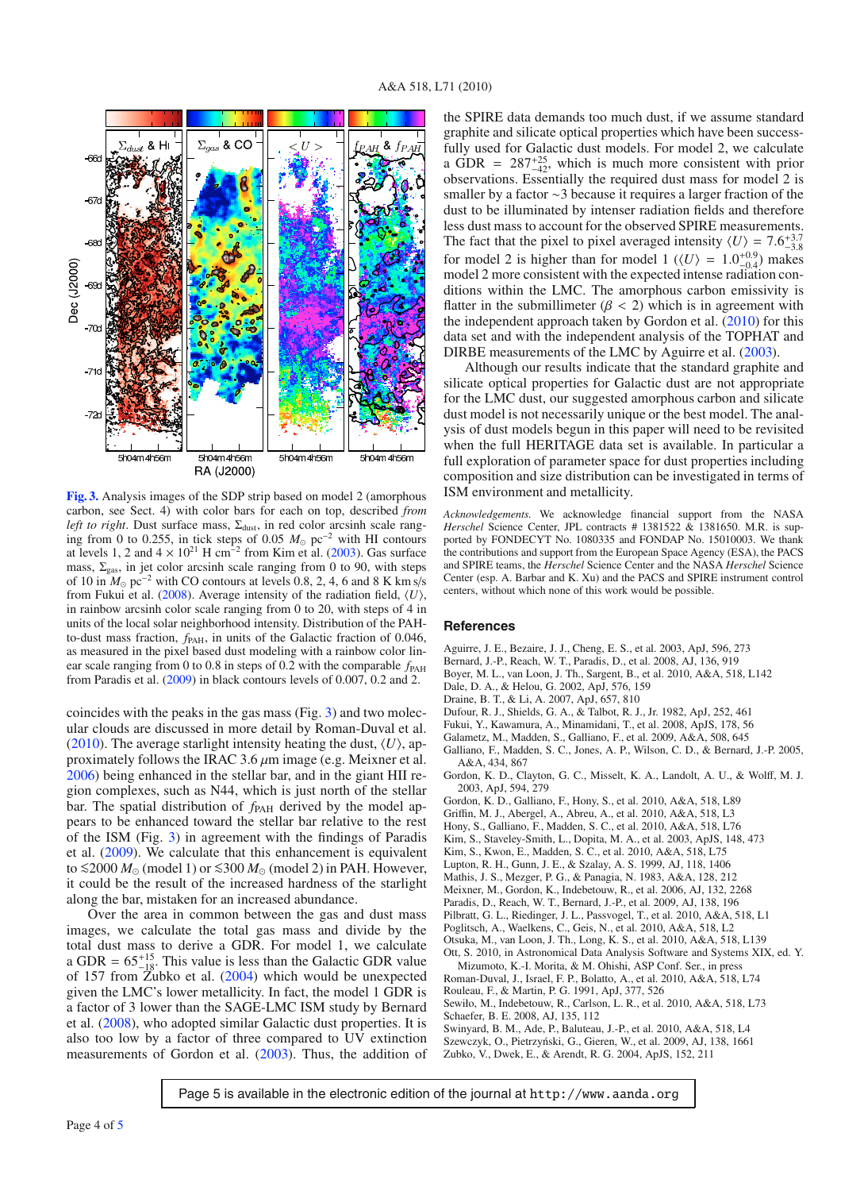**Fig. 3.** Analysis images of the SDP strip based on model 2 (amorphous carbon, see Sect. 4) with color bars for each on top, described *from left to right*. Dust surface mass, $\Sigma_{\rm dust}$, in red color arcsinh scale ranging from 0 to 0.255, in tick steps of 0.05 $M_\odot$ pc$^{-2}$ with HI contours at levels 1, 2 and 4 $\times$ $10^{21}$ H cm$^{-2}$ from Kim et al. (2003). Gas surface mass, $\Sigma_{\rm gas}$, in jet color arcsinh scale ranging from 0 to 90, with steps of 10 in $M_\odot$ pc$^{-2}$ with CO contours at levels 0.8, 2, 4, 6 and 8 K km s/s from Fukui et al. (2008). Average intensity of the radiation field, $\langle U \rangle$, in rainbow arcsinh color scale ranging from 0 to 20, with steps of 4 in units of the local solar neighborhood intensity. Distribution of the PAH-to-dust mass fraction, $f_{\rm PAH}$, in units of the Galactic fraction of 0.046, as measured in the pixel based dust modeling with a rainbow color linear scale ranging from 0 to 0.8 in steps of 0.2 with the comparable $f_{\rm PAH}$ from Paradis et al. (2009) in black contours levels of 0.007, 0.2 and 2.

coincides with the peaks in the gas mass (Fig. 3) and two molecular clouds are discussed in more detail by Roman-Duval et al. (2010). The average starlight intensity heating the dust, $\langle U \rangle$, approximately follows the IRAC 3.6 $\mu$m image (e.g. Meixner et al. 2006) being enhanced in the stellar bar, and in the giant HII region complexes, such as N44, which is just north of the stellar bar. The spatial distribution of $f_{\rm PAH}$ derived by the model appears to be enhanced toward the stellar bar relative to the rest of the ISM (Fig. 3) in agreement with the findings of Paradis et al. (2009). We calculate that this enhancement is equivalent to $\lesssim$2000 $M_\odot$ (model 1) or $\lesssim$300 $M_\odot$ (model 2) in PAH. However, it could be the result of the increased hardness of the starlight along the bar, mistaken for an increased abundance.

Over the area in common between the gas and dust mass images, we calculate the total gas mass and divide by the total dust mass to derive a GDR. For model 1, we calculate a GDR = $65^{+15}_{-18}$. This value is less than the Galactic GDR value of 157 from Zubko et al. (2004) which would be unexpected given the LMC's lower metallicity. In fact, the model 1 GDR is a factor of 3 lower than the SAGE-LMC ISM study by Bernard et al. (2008), who adopted similar Galactic dust properties. It is also too low by a factor of three compared to UV extinction measurements of Gordon et al. (2003). Thus, the addition of the SPIRE data demands too much dust, if we assume standard graphite and silicate optical properties which have been successfully used for Galactic dust models. For model 2, we calculate a GDR = $287^{+25}_{-42}$, which is much more consistent with prior observations. Essentially the required dust mass for model 2 is smaller by a factor $\sim$3 because it requires a larger fraction of the dust to be illuminated by intenser radiation fields and therefore less dust mass to account for the observed SPIRE measurements. The fact that the pixel to pixel averaged intensity $\langle U \rangle = 7.6^{+3.7}_{-3.8}$ for model 2 is higher than for model 1 ($\langle U \rangle = 1.0^{+0.9}_{-0.4}$) makes model 2 more consistent with the expected intense radiation conditions within the LMC. The amorphous carbon emissivity is flatter in the submillimeter ($\beta < 2$) which is in agreement with the independent approach taken by Gordon et al. (2010) for this data set and with the independent analysis of the TOPHAT and DIRBE measurements of the LMC by Aguirre et al. (2003).

Although our results indicate that the standard graphite and silicate optical properties for Galactic dust are not appropriate for the LMC dust, our suggested amorphous carbon and silicate dust model is not necessarily unique or the best model. The analysis of dust models begun in this paper will need to be revisited when the full HERITAGE data set is available. In particular a full exploration of parameter space for dust properties including composition and size distribution can be investigated in terms of ISM environment and metallicity.

*Acknowledgements.* We acknowledge financial support from the NASA *Herschel* Science Center, JPL contracts # 1381522 & 1381650. M.R. is supported by FONDECYT No. 1080335 and FONDAP No. 15010003. We thank the contributions and support from the European Space Agency (ESA), the PACS and SPIRE teams, the *Herschel* Science Center and the NASA *Herschel* Science Center (esp. A. Barbar and K. Xu) and the PACS and SPIRE instrument control centers, without which none of this work would be possible.

## References

Aguirre, J. E., Bezaire, J. J., Cheng, E. S., et al. 2003, ApJ, 596, 273
Bernard, J.-P., Reach, W. T., Paradis, D., et al. 2008, AJ, 136, 919
Boyer, M. L., van Loon, J. Th., Sargent, B., et al. 2010, A&A, 518, L142
Dale, D. A., & Helou, G. 2002, ApJ, 576, 159
Draine, B. T., & Li, A. 2007, ApJ, 657, 810
Dufour, R. J., Shields, G. A., & Talbot, R. J., Jr. 1982, ApJ, 252, 461
Fukui, Y., Kawamura, A., Minamidani, T., et al. 2008, ApJS, 178, 56
Galametz, M., Madden, S., Galliano, F., et al. 2009, A&A, 508, 645
Galliano, F., Madden, S. C., Jones, A. P., Wilson, C. D., & Bernard, J.-P. 2005, A&A, 434, 867
Gordon, K. D., Clayton, G. C., Misselt, K. A., Landolt, A. U., & Wolff, M. J. 2003, ApJ, 594, 279
Gordon, K. D., Galliano, F., Hony, S., et al. 2010, A&A, 518, L89
Griffin, M. J., Abergel, A., Abreu, A., et al. 2010, A&A, 518, L3
Hony, S., Galliano, F., Madden, S. C., et al. 2010, A&A, 518, L76
Kim, S., Staveley-Smith, L., Dopita, M. A., et al. 2003, ApJS, 148, 473
Kim, S., Kwon, E., Madden, S. C., et al. 2010, A&A, 518, L75
Lupton, R. H., Gunn, J. E., & Szalay, A. S. 1999, AJ, 118, 1406
Mathis, J. S., Mezger, P. G., & Panagia, N. 1983, A&A, 128, 212
Meixner, M., Gordon, K. D., Indebetouw, R., et al. 2006, AJ, 132, 2268
Paradis, D., Reach, W. T., Bernard, J.-P., et al. 2009, AJ, 138, 196
Pilbratt, G. L., Riedinger, J. L., Passvogel, T., et al. 2010, A&A, 518, L1
Poglitsch, A., Waelkens, C., Geis, N., et al. 2010, A&A, 518, L2
Otsuka, M., van Loon, J. Th., Long, K. S., et al. 2010, A&A, 518, L139
Ott, S. 2010, in Astronomical Data Analysis Software and Systems XIX, ed. Y. Mizumoto, K.-I. Morita, & M. Ohishi, ASP Conf. Ser., in press
Roman-Duval, J., Israel, F. P., Bolatto, A., et al. 2010, A&A, 518, L74
Rouleau, F., & Martin, P. G. 1991, ApJ, 377, 526
Sewiło, M., Indebetouw, R., Carlson, L. R., et al. 2010, A&A, 518, L73
Schaefer, B. E. 2008, AJ, 135, 112
Swinyard, B. M., Ade, P., Baluteau, J.-P., et al. 2010, A&A, 518, L4
Szewczyk, O., Pietrzyński, G., Gieren, W., et al. 2009, AJ, 138, 1661
Zubko, V., Dwek, E., & Arendt, R. G. 2004, ApJS, 152, 211

Page 5 is available in the electronic edition of the journal at `http://www.aanda.org`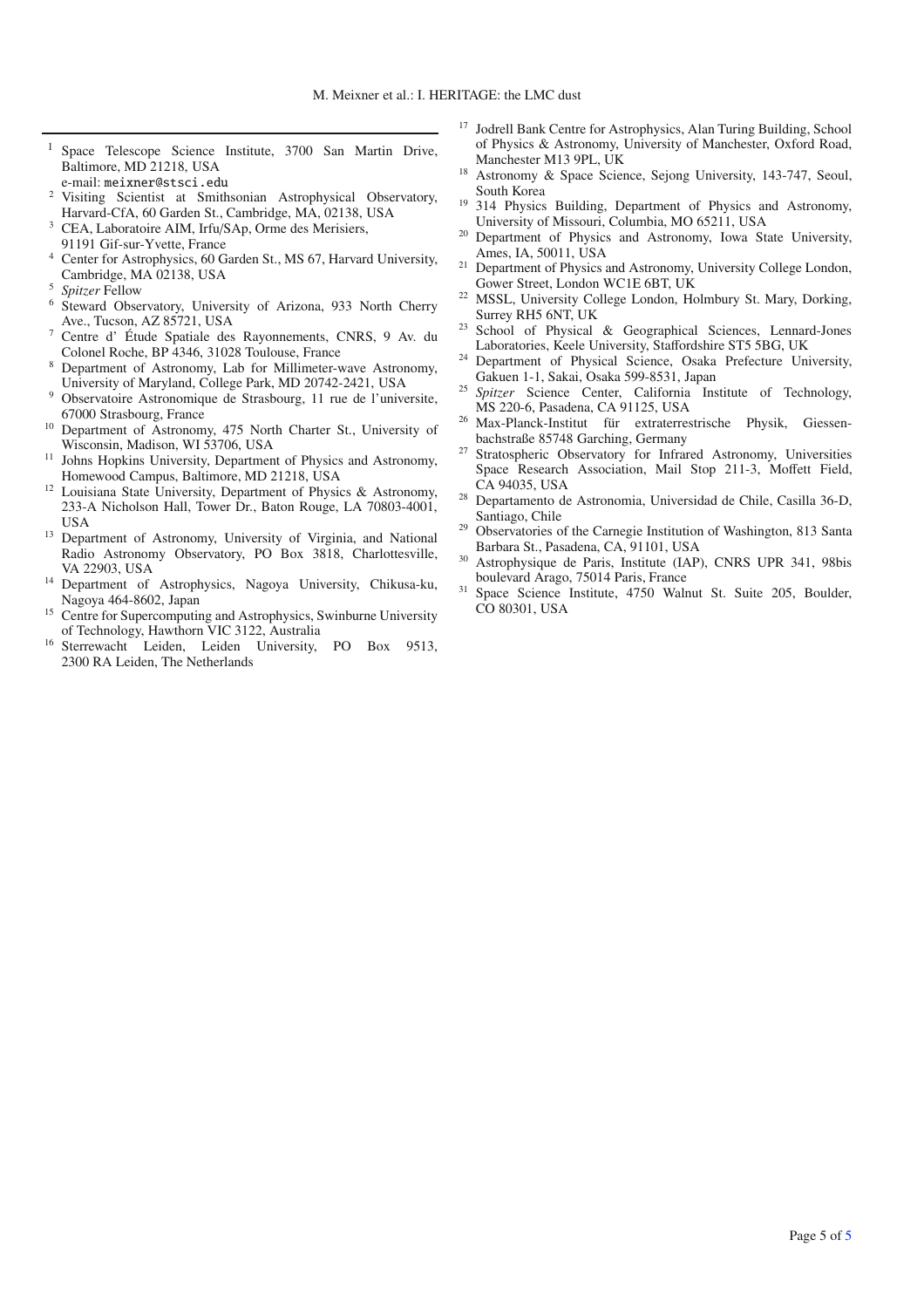[1] Space Telescope Science Institute, 3700 San Martin Drive, Baltimore, MD 21218, USA
e-mail: meixner@stsci.edu

[2] Visiting Scientist at Smithsonian Astrophysical Observatory, Harvard-CfA, 60 Garden St., Cambridge, MA, 02138, USA

[3] CEA, Laboratoire AIM, Irfu/SAp, Orme des Merisiers, 91191 Gif-sur-Yvette, France

[4] Center for Astrophysics, 60 Garden St., MS 67, Harvard University, Cambridge, MA 02138, USA

[5] *Spitzer* Fellow

[6] Steward Observatory, University of Arizona, 933 North Cherry Ave., Tucson, AZ 85721, USA

[7] Centre d' Étude Spatiale des Rayonnements, CNRS, 9 Av. du Colonel Roche, BP 4346, 31028 Toulouse, France

[8] Department of Astronomy, Lab for Millimeter-wave Astronomy, University of Maryland, College Park, MD 20742-2421, USA

[9] Observatoire Astronomique de Strasbourg, 11 rue de l'universite, 67000 Strasbourg, France

[10] Department of Astronomy, 475 North Charter St., University of Wisconsin, Madison, WI 53706, USA

[11] Johns Hopkins University, Department of Physics and Astronomy, Homewood Campus, Baltimore, MD 21218, USA

[12] Louisiana State University, Department of Physics & Astronomy, 233-A Nicholson Hall, Tower Dr., Baton Rouge, LA 70803-4001, USA

[13] Department of Astronomy, University of Virginia, and National Radio Astronomy Observatory, PO Box 3818, Charlottesville, VA 22903, USA

[14] Department of Astrophysics, Nagoya University, Chikusa-ku, Nagoya 464-8602, Japan

[15] Centre for Supercomputing and Astrophysics, Swinburne University of Technology, Hawthorn VIC 3122, Australia

[16] Sterrewacht Leiden, Leiden University, PO Box 9513, 2300 RA Leiden, The Netherlands

[17] Jodrell Bank Centre for Astrophysics, Alan Turing Building, School of Physics & Astronomy, University of Manchester, Oxford Road, Manchester M13 9PL, UK

[18] Astronomy & Space Science, Sejong University, 143-747, Seoul, South Korea

[19] 314 Physics Building, Department of Physics and Astronomy, University of Missouri, Columbia, MO 65211, USA

[20] Department of Physics and Astronomy, Iowa State University, Ames, IA, 50011, USA

[21] Department of Physics and Astronomy, University College London, Gower Street, London WC1E 6BT, UK

[22] MSSL, University College London, Holmbury St. Mary, Dorking, Surrey RH5 6NT, UK

[23] School of Physical & Geographical Sciences, Lennard-Jones Laboratories, Keele University, Staffordshire ST5 5BG, UK

[24] Department of Physical Science, Osaka Prefecture University, Gakuen 1-1, Sakai, Osaka 599-8531, Japan

[25] *Spitzer* Science Center, California Institute of Technology, MS 220-6, Pasadena, CA 91125, USA

[26] Max-Planck-Institut für extraterrestrische Physik, Giessenbachstraße 85748 Garching, Germany

[27] Stratospheric Observatory for Infrared Astronomy, Universities Space Research Association, Mail Stop 211-3, Moffett Field, CA 94035, USA

[28] Departamento de Astronomia, Universidad de Chile, Casilla 36-D, Santiago, Chile

[29] Observatories of the Carnegie Institution of Washington, 813 Santa Barbara St., Pasadena, CA, 91101, USA

[30] Astrophysique de Paris, Institute (IAP), CNRS UPR 341, 98bis boulevard Arago, 75014 Paris, France

[31] Space Science Institute, 4750 Walnut St. Suite 205, Boulder, CO 80301, USA